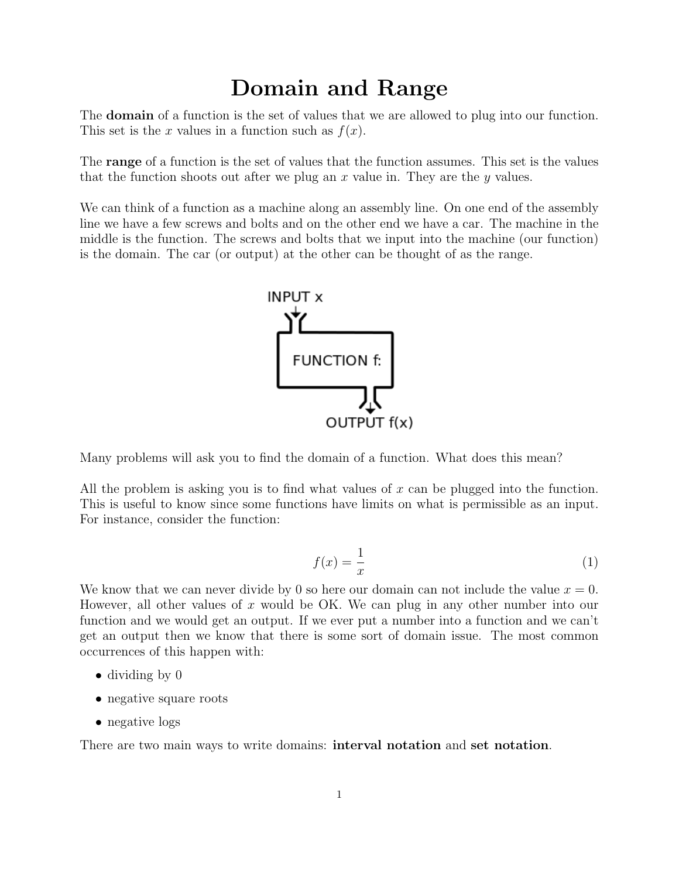# Domain and Range

The **domain** of a function is the set of values that we are allowed to plug into our function. This set is the $x$ values in a function such as $f(x)$.

The **range** of a function is the set of values that the function assumes. This set is the values that the function shoots out after we plug an $x$ value in. They are the $y$ values.

We can think of a function as a machine along an assembly line. On one end of the assembly line we have a few screws and bolts and on the other end we have a car. The machine in the middle is the function. The screws and bolts that we input into the machine (our function) is the domain. The car (or output) at the other can be thought of as the range.

Many problems will ask you to find the domain of a function. What does this mean?

All the problem is asking you is to find what values of $x$ can be plugged into the function. This is useful to know since some functions have limits on what is permissible as an input. For instance, consider the function:

$$f(x) = \frac{1}{x} \tag{1}$$

We know that we can never divide by 0 so here our domain can not include the value $x = 0$. However, all other values of $x$ would be OK. We can plug in any other number into our function and we would get an output. If we ever put a number into a function and we can't get an output then we know that there is some sort of domain issue. The most common occurrences of this happen with:

- dividing by 0
- negative square roots
- negative logs

There are two main ways to write domains: **interval notation** and **set notation**.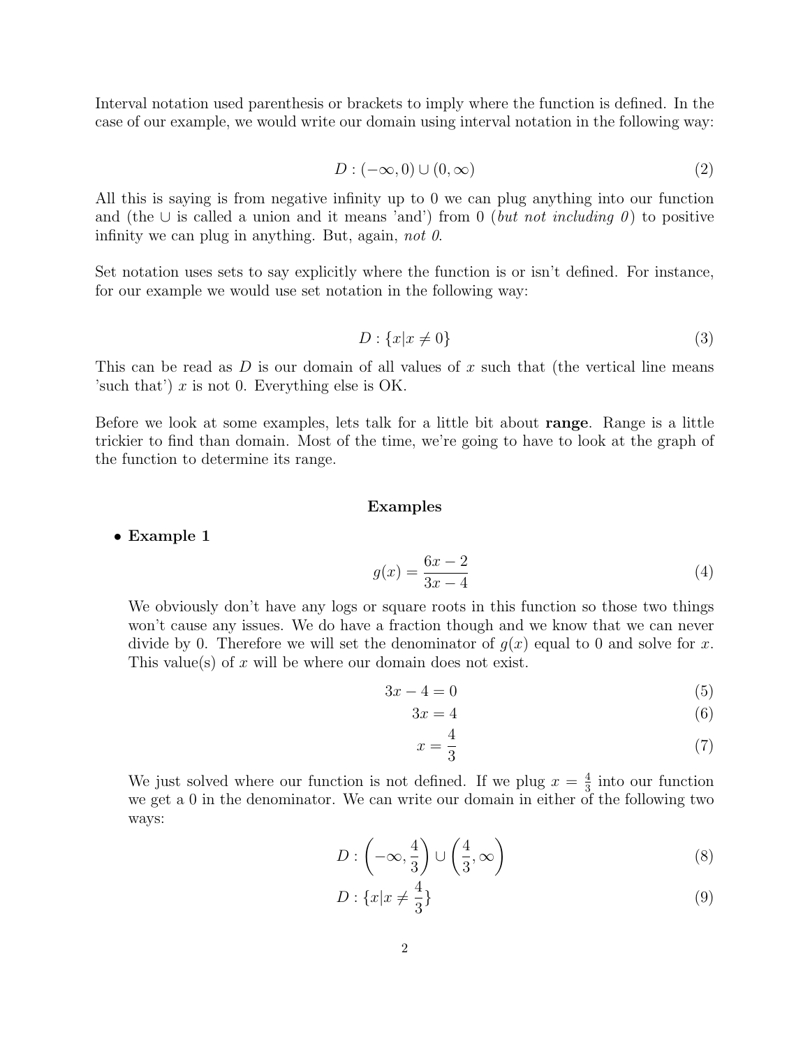Interval notation used parenthesis or brackets to imply where the function is defined. In the case of our example, we would write our domain using interval notation in the following way:

$$D : (-\infty, 0) \cup (0, \infty) \tag{2}$$

All this is saying is from negative infinity up to 0 we can plug anything into our function and (the $\cup$ is called a union and it means 'and') from 0 (*but not including 0*) to positive infinity we can plug in anything. But, again, *not 0*.

Set notation uses sets to say explicitly where the function is or isn't defined. For instance, for our example we would use set notation in the following way:

$$D : \{x | x \neq 0\} \tag{3}$$

This can be read as $D$ is our domain of all values of $x$ such that (the vertical line means 'such that') $x$ is not 0. Everything else is OK.

Before we look at some examples, lets talk for a little bit about **range**. Range is a little trickier to find than domain. Most of the time, we're going to have to look at the graph of the function to determine its range.

### Examples

- **Example 1**

$$g(x) = \frac{6x - 2}{3x - 4} \tag{4}$$

We obviously don't have any logs or square roots in this function so those two things won't cause any issues. We do have a fraction though and we know that we can never divide by 0. Therefore we will set the denominator of $g(x)$ equal to 0 and solve for $x$. This value(s) of $x$ will be where our domain does not exist.

$$3x - 4 = 0 \tag{5}$$

$$3x = 4 \tag{6}$$

$$x = \frac{4}{3} \tag{7}$$

We just solved where our function is not defined. If we plug $x = \frac{4}{3}$ into our function we get a 0 in the denominator. We can write our domain in either of the following two ways:

$$D : \left(-\infty, \frac{4}{3}\right) \cup \left(\frac{4}{3}, \infty\right) \tag{8}$$

$$D : \{x | x \neq \frac{4}{3}\} \tag{9}$$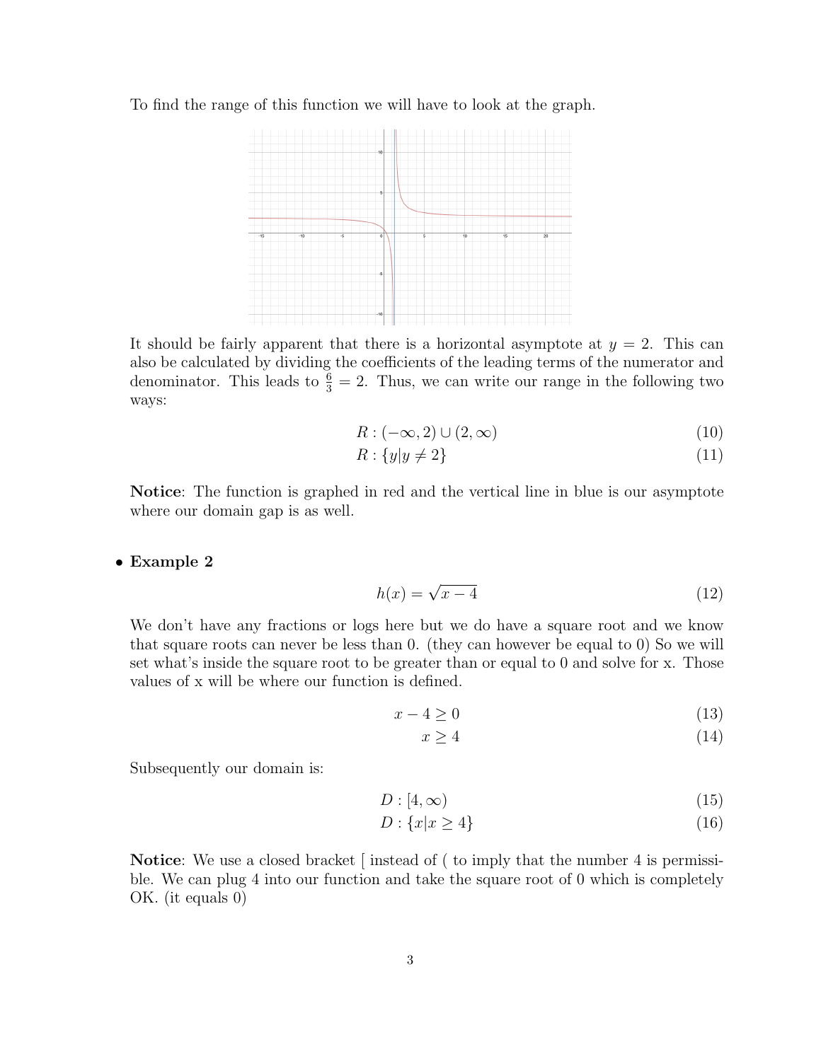To find the range of this function we will have to look at the graph.

It should be fairly apparent that there is a horizontal asymptote at $y = 2$. This can also be calculated by dividing the coefficients of the leading terms of the numerator and denominator. This leads to $\frac{6}{3} = 2$. Thus, we can write our range in the following two ways:

$$R : (-\infty, 2) \cup (2, \infty) \tag{10}$$

$$R : \{y | y \neq 2\} \tag{11}$$

**Notice**: The function is graphed in red and the vertical line in blue is our asymptote where our domain gap is as well.

- **Example 2**

$$h(x) = \sqrt{x - 4} \tag{12}$$

We don't have any fractions or logs here but we do have a square root and we know that square roots can never be less than 0. (they can however be equal to 0) So we will set what's inside the square root to be greater than or equal to 0 and solve for x. Those values of x will be where our function is defined.

$$x - 4 \geq 0 \tag{13}$$

$$x \geq 4 \tag{14}$$

Subsequently our domain is:

$$D : [4, \infty) \tag{15}$$

$$D : \{x | x \geq 4\} \tag{16}$$

**Notice**: We use a closed bracket [ instead of ( to imply that the number 4 is permissible. We can plug 4 into our function and take the square root of 0 which is completely OK. (it equals 0)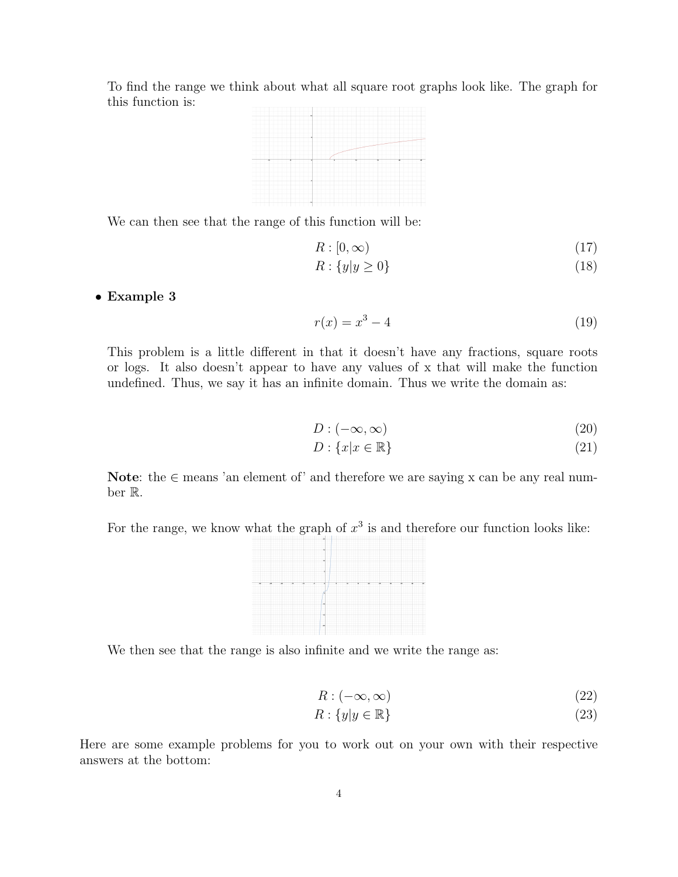To find the range we think about what all square root graphs look like. The graph for this function is:

We can then see that the range of this function will be:

$$R : [0, \infty) \tag{17}$$
$$R : \{y | y \geq 0\} \tag{18}$$

- **Example 3**

$$r(x) = x^3 - 4 \tag{19}$$

This problem is a little different in that it doesn't have any fractions, square roots or logs. It also doesn't appear to have any values of x that will make the function undefined. Thus, we say it has an infinite domain. Thus we write the domain as:

$$D : (-\infty, \infty) \tag{20}$$
$$D : \{x | x \in \mathbb{R}\} \tag{21}$$

**Note**: the $\in$ means 'an element of' and therefore we are saying x can be any real number $\mathbb{R}$.

For the range, we know what the graph of $x^3$ is and therefore our function looks like:

We then see that the range is also infinite and we write the range as:

$$R : (-\infty, \infty) \tag{22}$$
$$R : \{y | y \in \mathbb{R}\} \tag{23}$$

Here are some example problems for you to work out on your own with their respective answers at the bottom: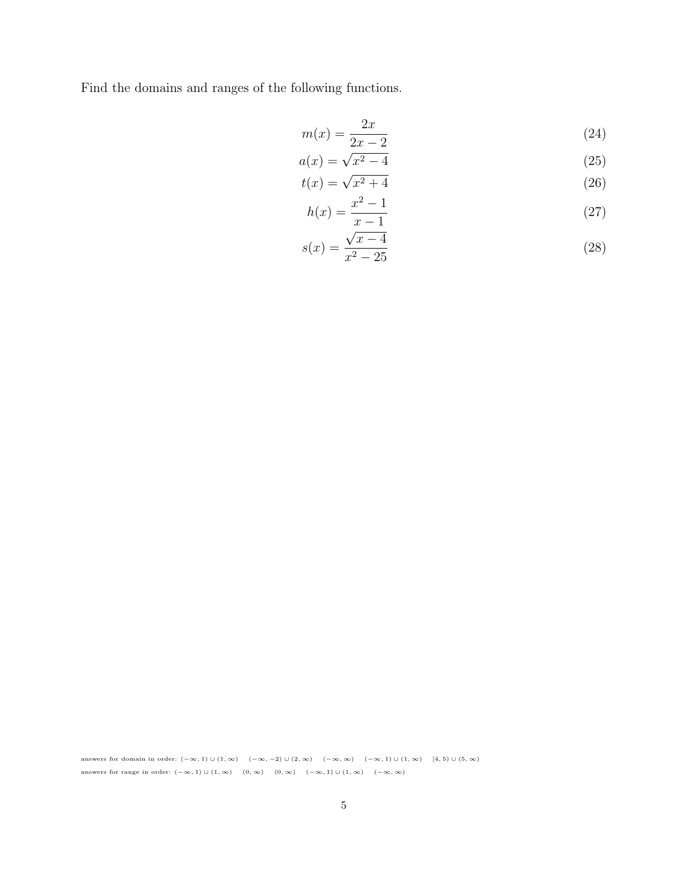Find the domains and ranges of the following functions.

$$m(x) = \frac{2x}{2x-2} \tag{24}$$

$$a(x) = \sqrt{x^2-4} \tag{25}$$

$$t(x) = \sqrt{x^2+4} \tag{26}$$

$$h(x) = \frac{x^2-1}{x-1} \tag{27}$$

$$s(x) = \frac{\sqrt{x-4}}{x^2-25} \tag{28}$$

answers for domain in order: $(-\infty,1)\cup(1,\infty)$ $(-\infty,-2)\cup(2,\infty)$ $(-\infty,\infty)$ $(-\infty,1)\cup(1,\infty)$ $[4,5)\cup(5,\infty)$

answers for range in order: $(-\infty,1)\cup(1,\infty)$ $(0,\infty)$ $(0,\infty)$ $(-\infty,1)\cup(1,\infty)$ $(-\infty,\infty)$